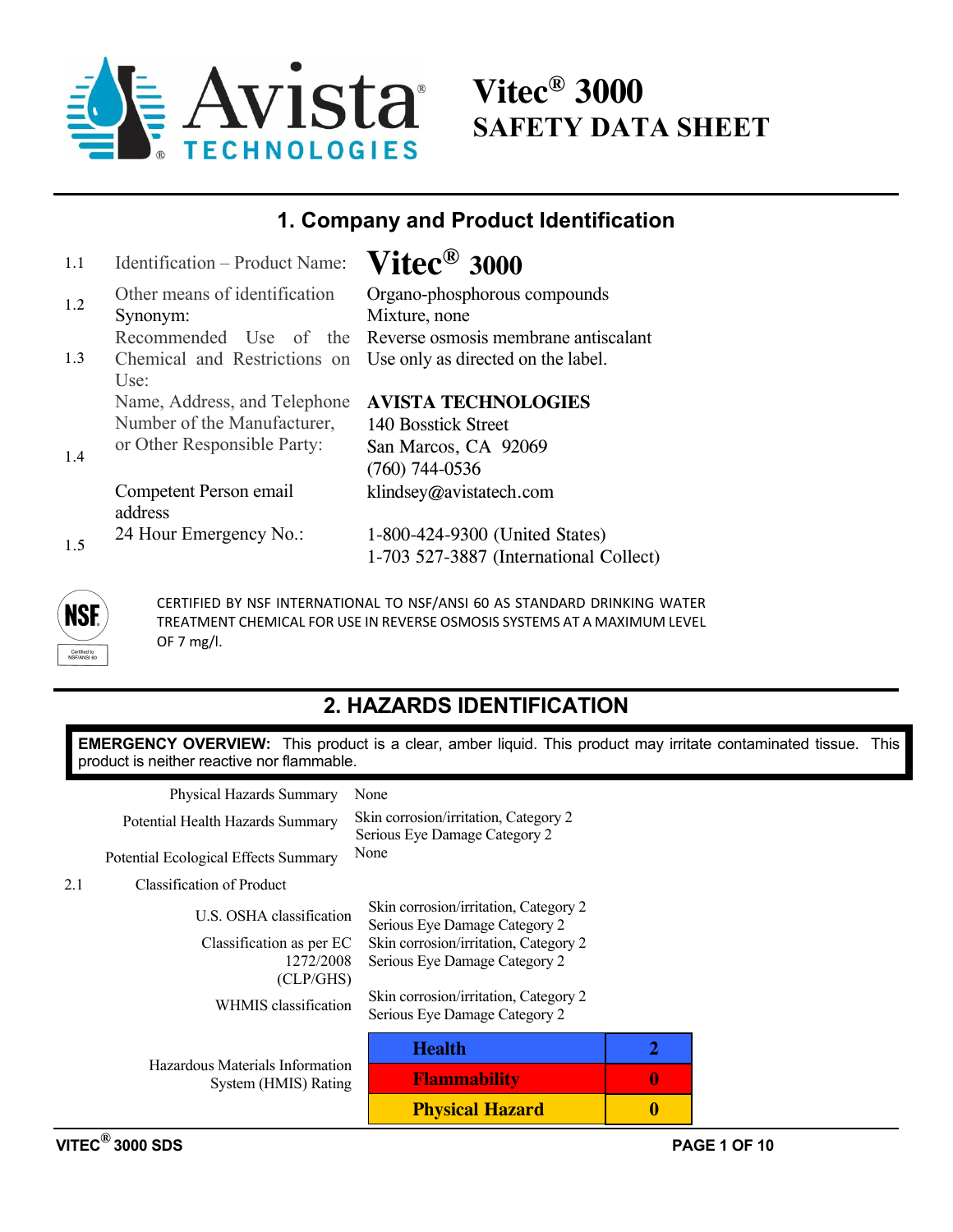# Vitec® 3000
# SAFETY DATA SHEET

## 1. Company and Product Identification

| | | |
|---|---|---|
| 1.1 | Identification – Product Name: | **Vitec® 3000** |
| 1.2 | Other means of identification<br>Synonym: | Organo-phosphorous compounds<br>Mixture, none |
| 1.3 | Recommended Use of the Chemical and Restrictions on Use: | Reverse osmosis membrane antiscalant<br>Use only as directed on the label. |
| 1.4 | Name, Address, and Telephone Number of the Manufacturer, or Other Responsible Party:<br><br>Competent Person email address | **AVISTA TECHNOLOGIES**<br>140 Bosstick Street<br>San Marcos, CA 92069<br>(760) 744-0536<br>klindsey@avistatech.com |
| 1.5 | 24 Hour Emergency No.: | 1-800-424-9300 (United States)<br>1-703 527-3887 (International Collect) |

CERTIFIED BY NSF INTERNATIONAL TO NSF/ANSI 60 AS STANDARD DRINKING WATER TREATMENT CHEMICAL FOR USE IN REVERSE OSMOSIS SYSTEMS AT A MAXIMUM LEVEL OF 7 mg/l.

## 2. HAZARDS IDENTIFICATION

**EMERGENCY OVERVIEW:** This product is a clear, amber liquid. This product may irritate contaminated tissue. This product is neither reactive nor flammable.

| | |
|---|---|
| Physical Hazards Summary | None |
| Potential Health Hazards Summary | Skin corrosion/irritation, Category 2<br>Serious Eye Damage Category 2 |
| Potential Ecological Effects Summary | None |

2.1 Classification of Product

| | |
|---|---|
| U.S. OSHA classification | Skin corrosion/irritation, Category 2<br>Serious Eye Damage Category 2 |
| Classification as per EC 1272/2008 (CLP/GHS) | Skin corrosion/irritation, Category 2<br>Serious Eye Damage Category 2 |
| WHMIS classification | Skin corrosion/irritation, Category 2<br>Serious Eye Damage Category 2 |

Hazardous Materials Information System (HMIS) Rating

| | |
|---|---|
| **Health** | **2** |
| **Flammability** | **0** |
| **Physical Hazard** | **0** |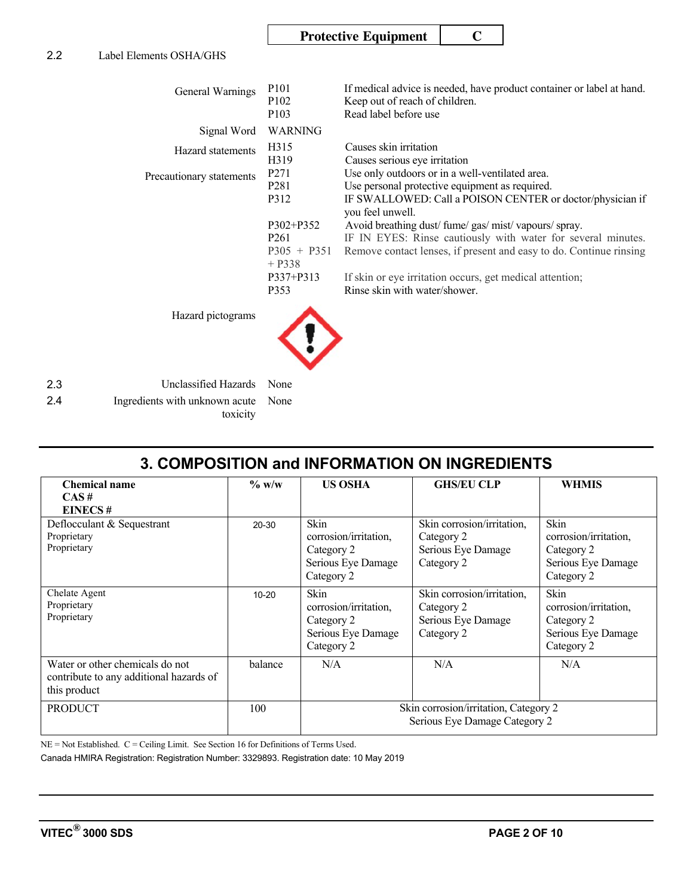| Protective Equipment | C |
|---|---|

2.2 Label Elements OSHA/GHS

| | | |
|---|---|---|
| General Warnings | P101 | If medical advice is needed, have product container or label at hand. |
| | P102 | Keep out of reach of children. |
| | P103 | Read label before use |
| Signal Word | WARNING | |
| Hazard statements | H315 | Causes skin irritation |
| | H319 | Causes serious eye irritation |
| Precautionary statements | P271 | Use only outdoors or in a well-ventilated area. |
| | P281 | Use personal protective equipment as required. |
| | P312 | IF SWALLOWED: Call a POISON CENTER or doctor/physician if you feel unwell. |
| | P302+P352 | Avoid breathing dust/ fume/ gas/ mist/ vapours/ spray. |
| | P261 | IF IN EYES: Rinse cautiously with water for several minutes. |
| | P305 + P351 + P338 | Remove contact lenses, if present and easy to do. Continue rinsing |
| | P337+P313 | If skin or eye irritation occurs, get medical attention; |
| | P353 | Rinse skin with water/shower. |
| Hazard pictograms | | |

2.3 Unclassified Hazards: None

2.4 Ingredients with unknown acute toxicity: None

## 3. COMPOSITION and INFORMATION ON INGREDIENTS

| Chemical name CAS # EINECS # | % w/w | US OSHA | GHS/EU CLP | WHMIS |
|---|---|---|---|---|
| Deflocculant & Sequestrant Proprietary Proprietary | 20-30 | Skin corrosion/irritation, Category 2 Serious Eye Damage Category 2 | Skin corrosion/irritation, Category 2 Serious Eye Damage Category 2 | Skin corrosion/irritation, Category 2 Serious Eye Damage Category 2 |
| Chelate Agent Proprietary Proprietary | 10-20 | Skin corrosion/irritation, Category 2 Serious Eye Damage Category 2 | Skin corrosion/irritation, Category 2 Serious Eye Damage Category 2 | Skin corrosion/irritation, Category 2 Serious Eye Damage Category 2 |
| Water or other chemicals do not contribute to any additional hazards of this product | balance | N/A | N/A | N/A |
| PRODUCT | 100 | Skin corrosion/irritation, Category 2 Serious Eye Damage Category 2 | | |

NE = Not Established. C = Ceiling Limit. See Section 16 for Definitions of Terms Used.

Canada HMIRA Registration: Registration Number: 3329893. Registration date: 10 May 2019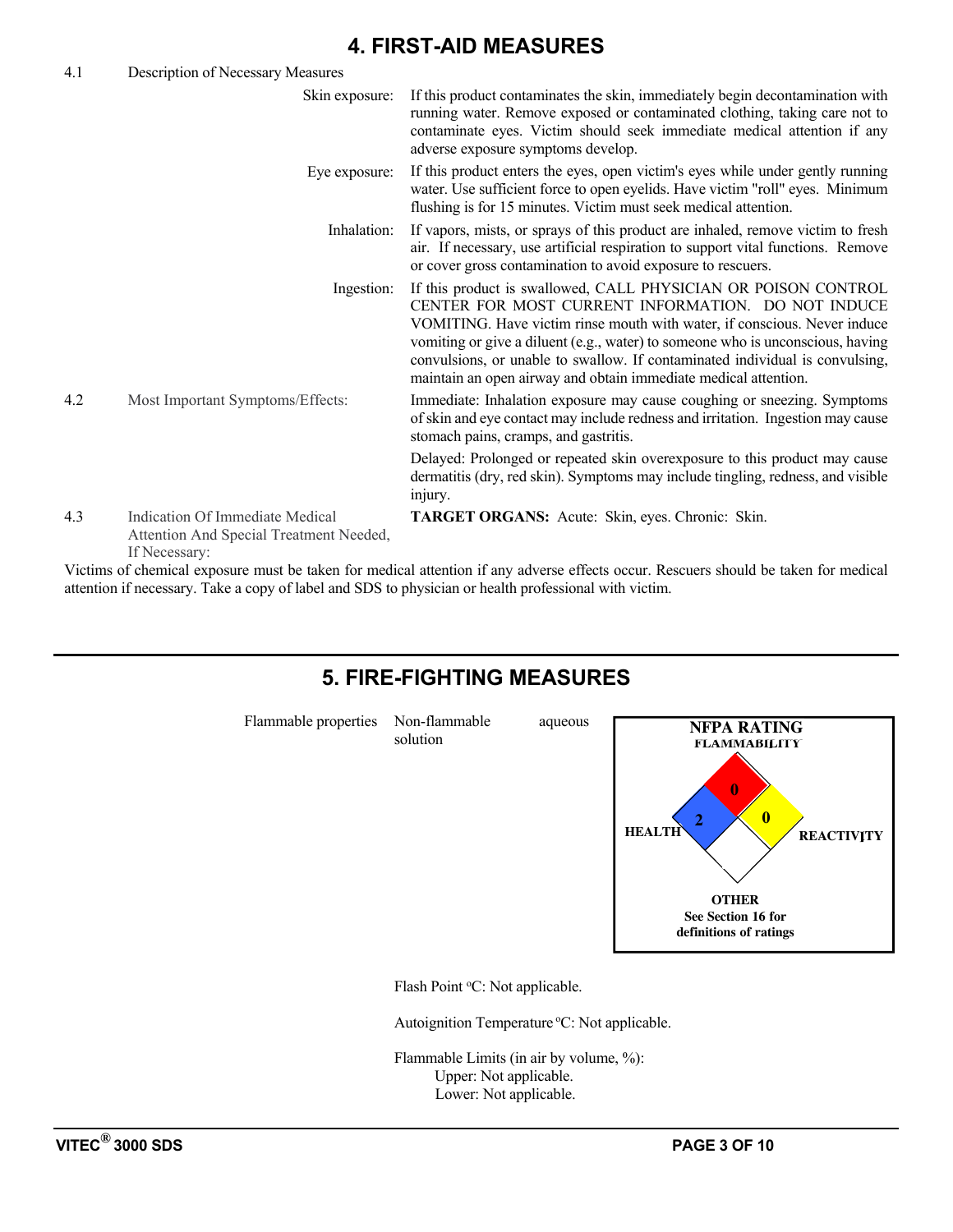# 4. FIRST-AID MEASURES

4.1 Description of Necessary Measures

**Skin exposure:** If this product contaminates the skin, immediately begin decontamination with running water. Remove exposed or contaminated clothing, taking care not to contaminate eyes. Victim should seek immediate medical attention if any adverse exposure symptoms develop.

**Eye exposure:** If this product enters the eyes, open victim's eyes while under gently running water. Use sufficient force to open eyelids. Have victim "roll" eyes. Minimum flushing is for 15 minutes. Victim must seek medical attention.

**Inhalation:** If vapors, mists, or sprays of this product are inhaled, remove victim to fresh air. If necessary, use artificial respiration to support vital functions. Remove or cover gross contamination to avoid exposure to rescuers.

**Ingestion:** If this product is swallowed, CALL PHYSICIAN OR POISON CONTROL CENTER FOR MOST CURRENT INFORMATION. DO NOT INDUCE VOMITING. Have victim rinse mouth with water, if conscious. Never induce vomiting or give a diluent (e.g., water) to someone who is unconscious, having convulsions, or unable to swallow. If contaminated individual is convulsing, maintain an open airway and obtain immediate medical attention.

4.2 Most Important Symptoms/Effects:

Immediate: Inhalation exposure may cause coughing or sneezing. Symptoms of skin and eye contact may include redness and irritation. Ingestion may cause stomach pains, cramps, and gastritis.

Delayed: Prolonged or repeated skin overexposure to this product may cause dermatitis (dry, red skin). Symptoms may include tingling, redness, and visible injury.

4.3 Indication Of Immediate Medical Attention And Special Treatment Needed, If Necessary:

**TARGET ORGANS:** Acute: Skin, eyes. Chronic: Skin.

Victims of chemical exposure must be taken for medical attention if any adverse effects occur. Rescuers should be taken for medical attention if necessary. Take a copy of label and SDS to physician or health professional with victim.

# 5. FIRE-FIGHTING MEASURES

Flammable properties: Non-flammable aqueous solution

**NFPA RATING**

| FLAMMABILITY | HEALTH | REACTIVITY | OTHER |
|---|---|---|---|
| 0 | 2 | 0 | |

**OTHER**
**See Section 16 for definitions of ratings**

Flash Point °C: Not applicable.

Autoignition Temperature °C: Not applicable.

Flammable Limits (in air by volume, %):
Upper: Not applicable.
Lower: Not applicable.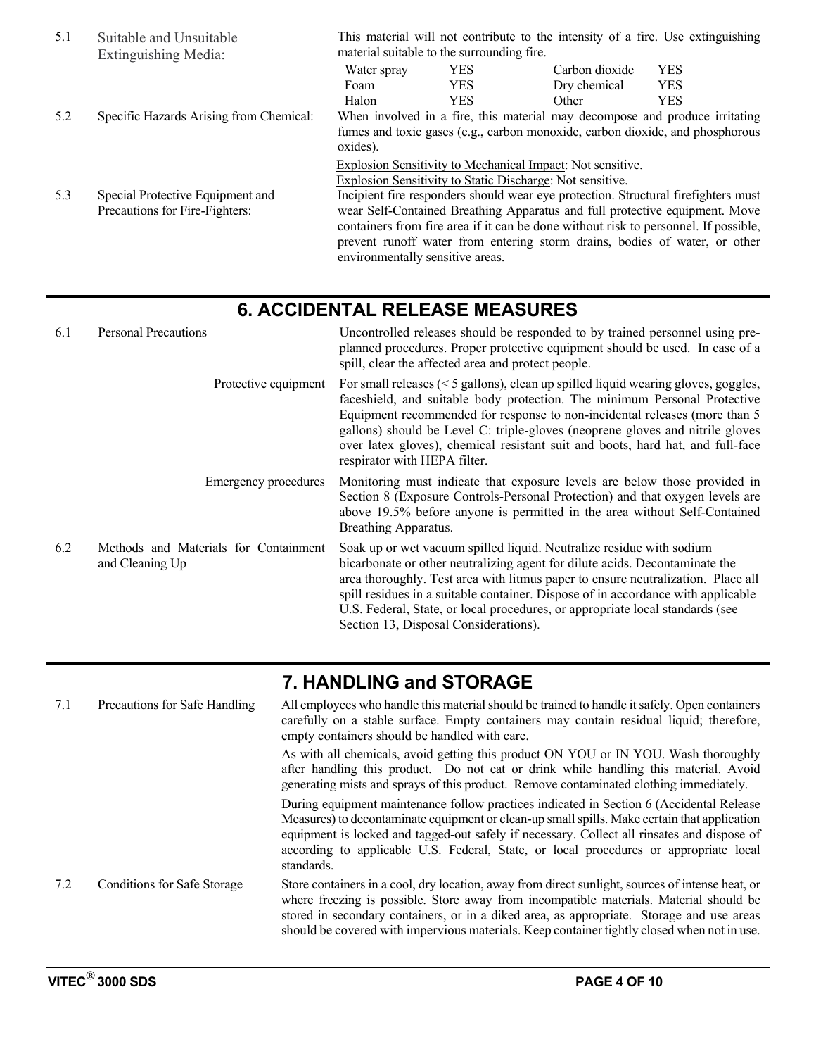**5.1 Suitable and Unsuitable Extinguishing Media:**

This material will not contribute to the intensity of a fire. Use extinguishing material suitable to the surrounding fire.

| | | | |
|---|---|---|---|
| Water spray | YES | Carbon dioxide | YES |
| Foam | YES | Dry chemical | YES |
| Halon | YES | Other | YES |

**5.2 Specific Hazards Arising from Chemical:**

When involved in a fire, this material may decompose and produce irritating fumes and toxic gases (e.g., carbon monoxide, carbon dioxide, and phosphorous oxides).

Explosion Sensitivity to Mechanical Impact: Not sensitive.
Explosion Sensitivity to Static Discharge: Not sensitive.

**5.3 Special Protective Equipment and Precautions for Fire-Fighters:**

Incipient fire responders should wear eye protection. Structural firefighters must wear Self-Contained Breathing Apparatus and full protective equipment. Move containers from fire area if it can be done without risk to personnel. If possible, prevent runoff water from entering storm drains, bodies of water, or other environmentally sensitive areas.

## 6. ACCIDENTAL RELEASE MEASURES

**6.1 Personal Precautions**

Uncontrolled releases should be responded to by trained personnel using pre-planned procedures. Proper protective equipment should be used. In case of a spill, clear the affected area and protect people.

Protective equipment: For small releases (< 5 gallons), clean up spilled liquid wearing gloves, goggles, faceshield, and suitable body protection. The minimum Personal Protective Equipment recommended for response to non-incidental releases (more than 5 gallons) should be Level C: triple-gloves (neoprene gloves and nitrile gloves over latex gloves), chemical resistant suit and boots, hard hat, and full-face respirator with HEPA filter.

Emergency procedures: Monitoring must indicate that exposure levels are below those provided in Section 8 (Exposure Controls-Personal Protection) and that oxygen levels are above 19.5% before anyone is permitted in the area without Self-Contained Breathing Apparatus.

**6.2 Methods and Materials for Containment and Cleaning Up**

Soak up or wet vacuum spilled liquid. Neutralize residue with sodium bicarbonate or other neutralizing agent for dilute acids. Decontaminate the area thoroughly. Test area with litmus paper to ensure neutralization. Place all spill residues in a suitable container. Dispose of in accordance with applicable U.S. Federal, State, or local procedures, or appropriate local standards (see Section 13, Disposal Considerations).

## 7. HANDLING and STORAGE

**7.1 Precautions for Safe Handling**

All employees who handle this material should be trained to handle it safely. Open containers carefully on a stable surface. Empty containers may contain residual liquid; therefore, empty containers should be handled with care.

As with all chemicals, avoid getting this product ON YOU or IN YOU. Wash thoroughly after handling this product. Do not eat or drink while handling this material. Avoid generating mists and sprays of this product. Remove contaminated clothing immediately.

During equipment maintenance follow practices indicated in Section 6 (Accidental Release Measures) to decontaminate equipment or clean-up small spills. Make certain that application equipment is locked and tagged-out safely if necessary. Collect all rinsates and dispose of according to applicable U.S. Federal, State, or local procedures or appropriate local standards.

**7.2 Conditions for Safe Storage**

Store containers in a cool, dry location, away from direct sunlight, sources of intense heat, or where freezing is possible. Store away from incompatible materials. Material should be stored in secondary containers, or in a diked area, as appropriate. Storage and use areas should be covered with impervious materials. Keep container tightly closed when not in use.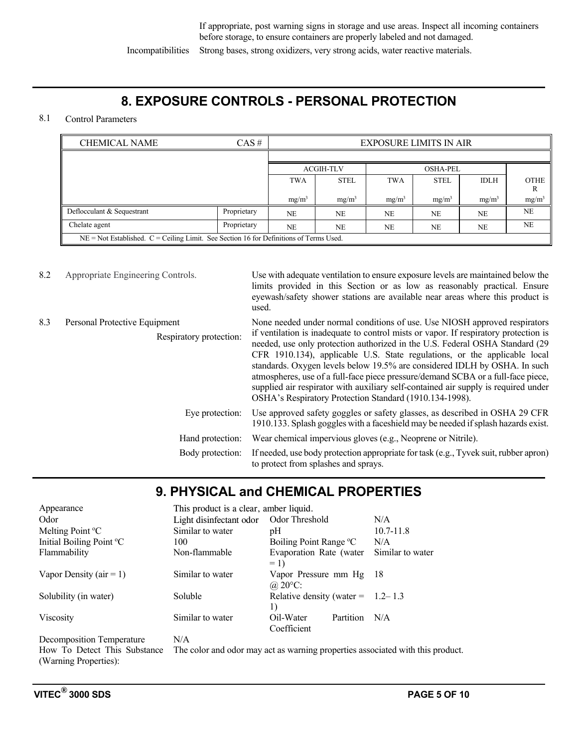If appropriate, post warning signs in storage and use areas. Inspect all incoming containers before storage, to ensure containers are properly labeled and not damaged.

Incompatibilities: Strong bases, strong oxidizers, very strong acids, water reactive materials.

## 8. EXPOSURE CONTROLS - PERSONAL PROTECTION

8.1 Control Parameters

| CHEMICAL NAME | CAS # | EXPOSURE LIMITS IN AIR | | | | | |
|---|---|---|---|---|---|---|---|
| | | ACGIH-TLV | | OSHA-PEL | | | |
| | | TWA | STEL | TWA | STEL | IDLH | OTHER |
| | | $mg/m^3$ | $mg/m^3$ | $mg/m^3$ | $mg/m^3$ | $mg/m^3$ | $mg/m^3$ |
| Deflocculant & Sequestrant | Proprietary | NE | NE | NE | NE | NE | NE |
| Chelate agent | Proprietary | NE | NE | NE | NE | NE | NE |
| NE = Not Established. C = Ceiling Limit. See Section 16 for Definitions of Terms Used. | | | | | | | |

8.2 Appropriate Engineering Controls.

Use with adequate ventilation to ensure exposure levels are maintained below the limits provided in this Section or as low as reasonably practical. Ensure eyewash/safety shower stations are available near areas where this product is used.

8.3 Personal Protective Equipment

Respiratory protection: None needed under normal conditions of use. Use NIOSH approved respirators if ventilation is inadequate to control mists or vapor. If respiratory protection is needed, use only protection authorized in the U.S. Federal OSHA Standard (29 CFR 1910.134), applicable U.S. State regulations, or the applicable local standards. Oxygen levels below 19.5% are considered IDLH by OSHA. In such atmospheres, use of a full-face piece pressure/demand SCBA or a full-face piece, supplied air respirator with auxiliary self-contained air supply is required under OSHA's Respiratory Protection Standard (1910.134-1998).

Eye protection: Use approved safety goggles or safety glasses, as described in OSHA 29 CFR 1910.133. Splash goggles with a faceshield may be needed if splash hazards exist.

Hand protection: Wear chemical impervious gloves (e.g., Neoprene or Nitrile).

Body protection: If needed, use body protection appropriate for task (e.g., Tyvek suit, rubber apron) to protect from splashes and sprays.

## 9. PHYSICAL and CHEMICAL PROPERTIES

Appearance: This product is a clear, amber liquid.

| | | | |
|---|---|---|---|
| Odor | Light disinfectant odor | Odor Threshold | N/A |
| Melting Point ºC | Similar to water | pH | 10.7-11.8 |
| Initial Boiling Point ºC | 100 | Boiling Point Range ºC | N/A |
| Flammability | Non-flammable | Evaporation Rate (water = 1) | Similar to water |
| Vapor Density (air = 1) | Similar to water | Vapor Pressure mm Hg @ 20°C: | 18 |
| Solubility (in water) | Soluble | Relative density (water = 1) | 1.2– 1.3 |
| Viscosity | Similar to water | Oil-Water Partition Coefficient | N/A |

Decomposition Temperature: N/A

How To Detect This Substance (Warning Properties): The color and odor may act as warning properties associated with this product.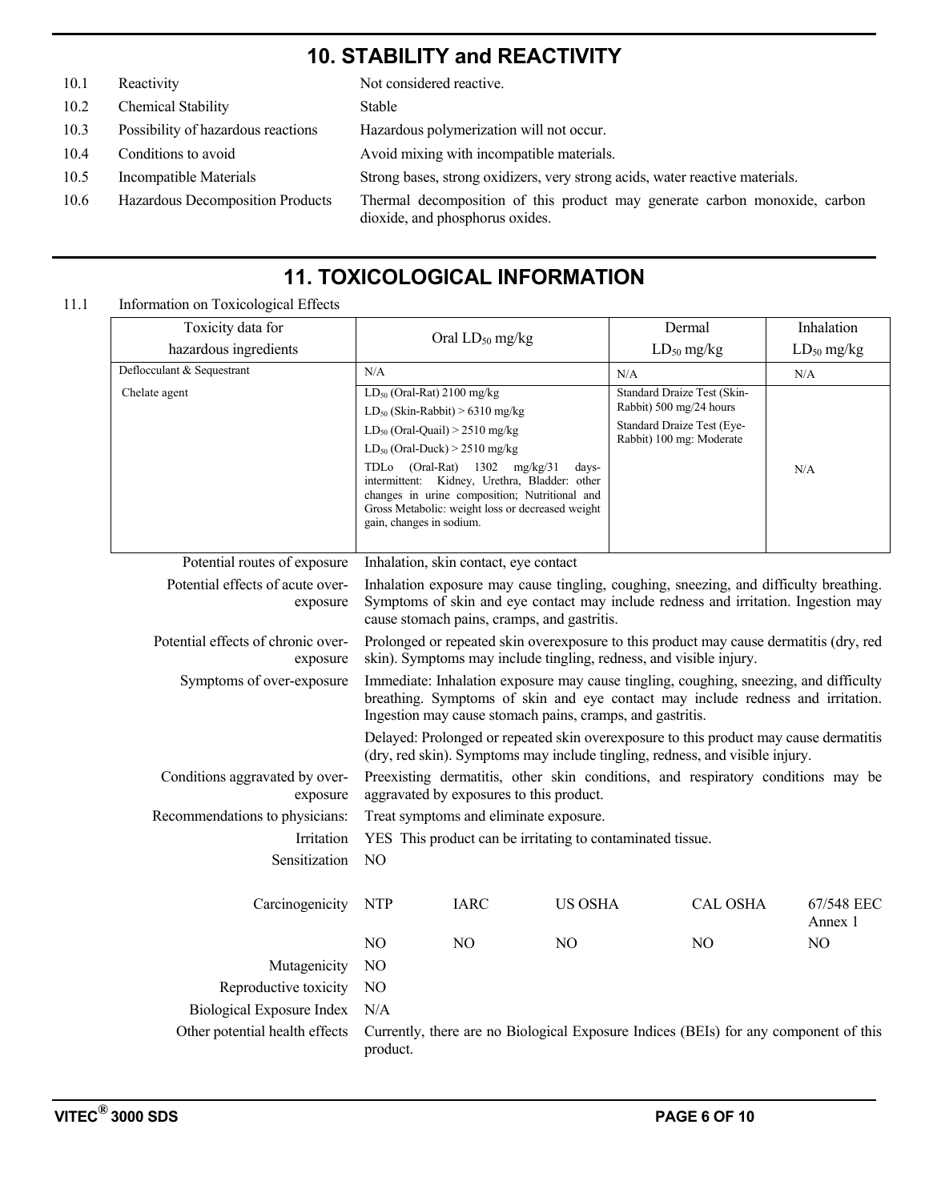# 10. STABILITY and REACTIVITY

| | | |
|---|---|---|
| 10.1 | Reactivity | Not considered reactive. |
| 10.2 | Chemical Stability | Stable |
| 10.3 | Possibility of hazardous reactions | Hazardous polymerization will not occur. |
| 10.4 | Conditions to avoid | Avoid mixing with incompatible materials. |
| 10.5 | Incompatible Materials | Strong bases, strong oxidizers, very strong acids, water reactive materials. |
| 10.6 | Hazardous Decomposition Products | Thermal decomposition of this product may generate carbon monoxide, carbon dioxide, and phosphorus oxides. |

# 11. TOXICOLOGICAL INFORMATION

11.1 Information on Toxicological Effects

| Toxicity data for hazardous ingredients | Oral $LD_{50}$ mg/kg | Dermal $LD_{50}$ mg/kg | Inhalation $LD_{50}$ mg/kg |
|---|---|---|---|
| Deflocculant & Sequestrant | N/A | N/A | N/A |
| Chelate agent | $LD_{50}$ (Oral-Rat) 2100 mg/kg<br>$LD_{50}$ (Skin-Rabbit) > 6310 mg/kg<br>$LD_{50}$ (Oral-Quail) > 2510 mg/kg<br>$LD_{50}$ (Oral-Duck) > 2510 mg/kg<br>TDLo (Oral-Rat) 1302 mg/kg/31 days-intermittent: Kidney, Urethra, Bladder: other changes in urine composition; Nutritional and Gross Metabolic: weight loss or decreased weight gain, changes in sodium. | Standard Draize Test (Skin-Rabbit) 500 mg/24 hours<br>Standard Draize Test (Eye-Rabbit) 100 mg: Moderate | N/A |

| | |
|---|---|
| Potential routes of exposure | Inhalation, skin contact, eye contact |
| Potential effects of acute over-exposure | Inhalation exposure may cause tingling, coughing, sneezing, and difficulty breathing. Symptoms of skin and eye contact may include redness and irritation. Ingestion may cause stomach pains, cramps, and gastritis. |
| Potential effects of chronic over-exposure | Prolonged or repeated skin overexposure to this product may cause dermatitis (dry, red skin). Symptoms may include tingling, redness, and visible injury. |
| Symptoms of over-exposure | Immediate: Inhalation exposure may cause tingling, coughing, sneezing, and difficulty breathing. Symptoms of skin and eye contact may include redness and irritation. Ingestion may cause stomach pains, cramps, and gastritis.<br>Delayed: Prolonged or repeated skin overexposure to this product may cause dermatitis (dry, red skin). Symptoms may include tingling, redness, and visible injury. |
| Conditions aggravated by over-exposure | Preexisting dermatitis, other skin conditions, and respiratory conditions may be aggravated by exposures to this product. |
| Recommendations to physicians: | Treat symptoms and eliminate exposure. |
| Irritation | YES This product can be irritating to contaminated tissue. |
| Sensitization | NO |

| | NTP | IARC | US OSHA | CAL OSHA | 67/548 EEC Annex 1 |
|---|---|---|---|---|---|
| Carcinogenicity | NO | NO | NO | NO | NO |

| | |
|---|---|
| Mutagenicity | NO |
| Reproductive toxicity | NO |
| Biological Exposure Index | N/A |
| Other potential health effects | Currently, there are no Biological Exposure Indices (BEIs) for any component of this product. |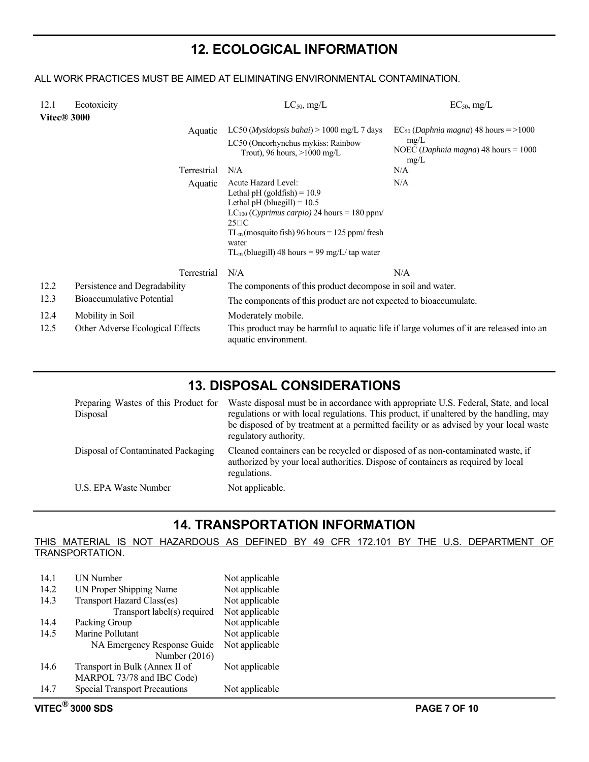## 12. ECOLOGICAL INFORMATION

ALL WORK PRACTICES MUST BE AIMED AT ELIMINATING ENVIRONMENTAL CONTAMINATION.

| 12.1 | Ecotoxicity | | $LC_{50}$, mg/L | $EC_{50}$, mg/L |
|---|---|---|---|---|
| **Vitec® 3000** | | | | |
| | | Aquatic | LC50 (*Mysidopsis bahai*) > 1000 mg/L 7 days<br>LC50 (Oncorhynchus mykiss: Rainbow Trout), 96 hours, >1000 mg/L | $EC_{50}$ (*Daphnia magna*) 48 hours = >1000 mg/L<br>NOEC (*Daphnia magna*) 48 hours = 1000 mg/L |
| | | Terrestrial | N/A | N/A |
| | | Aquatic | Acute Hazard Level:<br>Lethal pH (goldfish) = 10.9<br>Lethal pH (bluegill) = 10.5<br>$LC_{100}$ (*Cyprimus carpio)* 24 hours = 180 ppm/ 25°C<br>$TL_m$ (mosquito fish) 96 hours = 125 ppm/ fresh water<br>$TL_m$ (bluegill) 48 hours = 99 mg/L/ tap water | N/A |
| | | Terrestrial | N/A | N/A |
| 12.2 | Persistence and Degradability | | The components of this product decompose in soil and water. | |
| 12.3 | Bioaccumulative Potential | | The components of this product are not expected to bioaccumulate. | |
| 12.4 | Mobility in Soil | | Moderately mobile. | |
| 12.5 | Other Adverse Ecological Effects | | This product may be harmful to aquatic life <u>if large volumes</u> of it are released into an aquatic environment. | |

## 13. DISPOSAL CONSIDERATIONS

| | |
|---|---|
| Preparing Wastes of this Product for Disposal | Waste disposal must be in accordance with appropriate U.S. Federal, State, and local regulations or with local regulations. This product, if unaltered by the handling, may be disposed of by treatment at a permitted facility or as advised by your local waste regulatory authority. |
| Disposal of Contaminated Packaging | Cleaned containers can be recycled or disposed of as non-contaminated waste, if authorized by your local authorities. Dispose of containers as required by local regulations. |
| U.S. EPA Waste Number | Not applicable. |

## 14. TRANSPORTATION INFORMATION

<u>THIS MATERIAL IS NOT HAZARDOUS AS DEFINED BY 49 CFR 172.101 BY THE U.S. DEPARTMENT OF TRANSPORTATION</u>.

| | | |
|---|---|---|
| 14.1 | UN Number | Not applicable |
| 14.2 | UN Proper Shipping Name | Not applicable |
| 14.3 | Transport Hazard Class(es) | Not applicable |
| | Transport label(s) required | Not applicable |
| 14.4 | Packing Group | Not applicable |
| 14.5 | Marine Pollutant | Not applicable |
| | NA Emergency Response Guide Number (2016) | Not applicable |
| 14.6 | Transport in Bulk (Annex II of MARPOL 73/78 and IBC Code) | Not applicable |
| 14.7 | Special Transport Precautions | Not applicable |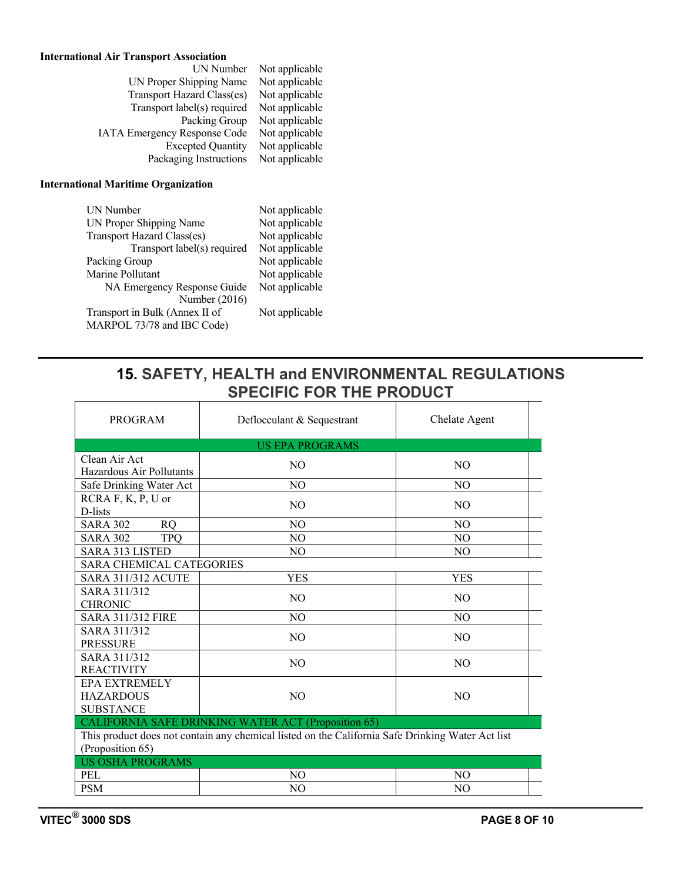**International Air Transport Association**

| | |
|---|---|
| UN Number | Not applicable |
| UN Proper Shipping Name | Not applicable |
| Transport Hazard Class(es) | Not applicable |
| Transport label(s) required | Not applicable |
| Packing Group | Not applicable |
| IATA Emergency Response Code | Not applicable |
| Excepted Quantity | Not applicable |
| Packaging Instructions | Not applicable |

**International Maritime Organization**

| | |
|---|---|
| UN Number | Not applicable |
| UN Proper Shipping Name | Not applicable |
| Transport Hazard Class(es) | Not applicable |
| Transport label(s) required | Not applicable |
| Packing Group | Not applicable |
| Marine Pollutant | Not applicable |
| NA Emergency Response Guide Number (2016) | Not applicable |
| Transport in Bulk (Annex II of MARPOL 73/78 and IBC Code) | Not applicable |

## 15. SAFETY, HEALTH and ENVIRONMENTAL REGULATIONS SPECIFIC FOR THE PRODUCT

| PROGRAM | Deflocculant & Sequestrant | Chelate Agent |
|---|---|---|
| US EPA PROGRAMS | | |
| Clean Air Act Hazardous Air Pollutants | NO | NO |
| Safe Drinking Water Act | NO | NO |
| RCRA F, K, P, U or D-lists | NO | NO |
| SARA 302 RQ | NO | NO |
| SARA 302 TPQ | NO | NO |
| SARA 313 LISTED | NO | NO |
| SARA CHEMICAL CATEGORIES | | |
| SARA 311/312 ACUTE | YES | YES |
| SARA 311/312 CHRONIC | NO | NO |
| SARA 311/312 FIRE | NO | NO |
| SARA 311/312 PRESSURE | NO | NO |
| SARA 311/312 REACTIVITY | NO | NO |
| EPA EXTREMELY HAZARDOUS SUBSTANCE | NO | NO |
| CALIFORNIA SAFE DRINKING WATER ACT (Proposition 65) | | |
| This product does not contain any chemical listed on the California Safe Drinking Water Act list (Proposition 65) | | |
| US OSHA PROGRAMS | | |
| PEL | NO | NO |
| PSM | NO | NO |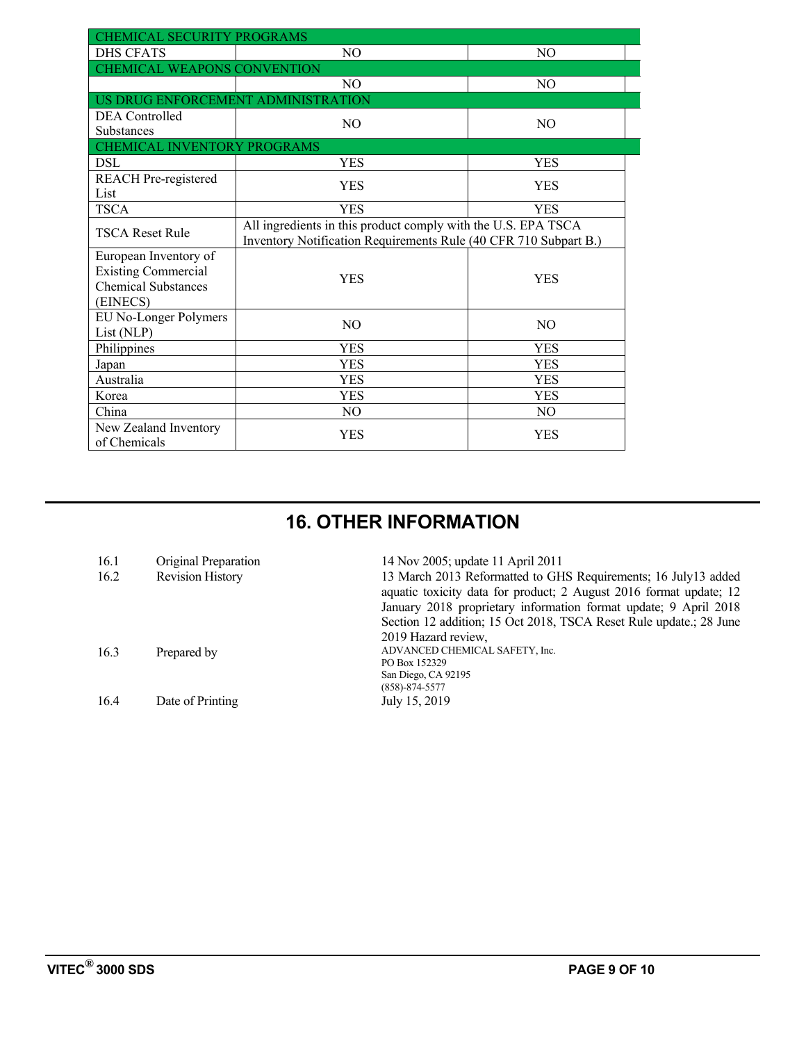| CHEMICAL SECURITY PROGRAMS | | |
|---|---|---|
| DHS CFATS | NO | NO |
| **CHEMICAL WEAPONS CONVENTION** | | |
| | NO | NO |
| **US DRUG ENFORCEMENT ADMINISTRATION** | | |
| DEA Controlled Substances | NO | NO |
| **CHEMICAL INVENTORY PROGRAMS** | | |
| DSL | YES | YES |
| REACH Pre-registered List | YES | YES |
| TSCA | YES | YES |
| TSCA Reset Rule | All ingredients in this product comply with the U.S. EPA TSCA Inventory Notification Requirements Rule (40 CFR 710 Subpart B.) | |
| European Inventory of Existing Commercial Chemical Substances (EINECS) | YES | YES |
| EU No-Longer Polymers List (NLP) | NO | NO |
| Philippines | YES | YES |
| Japan | YES | YES |
| Australia | YES | YES |
| Korea | YES | YES |
| China | NO | NO |
| New Zealand Inventory of Chemicals | YES | YES |

# 16. OTHER INFORMATION

| | | |
|---|---|---|
| 16.1 | Original Preparation | 14 Nov 2005; update 11 April 2011 |
| 16.2 | Revision History | 13 March 2013 Reformatted to GHS Requirements; 16 July13 added aquatic toxicity data for product; 2 August 2016 format update; 12 January 2018 proprietary information format update; 9 April 2018 Section 12 addition; 15 Oct 2018, TSCA Reset Rule update.; 28 June 2019 Hazard review, |
| 16.3 | Prepared by | ADVANCED CHEMICAL SAFETY, Inc.<br>PO Box 152329<br>San Diego, CA 92195<br>(858)-874-5577 |
| 16.4 | Date of Printing | July 15, 2019 |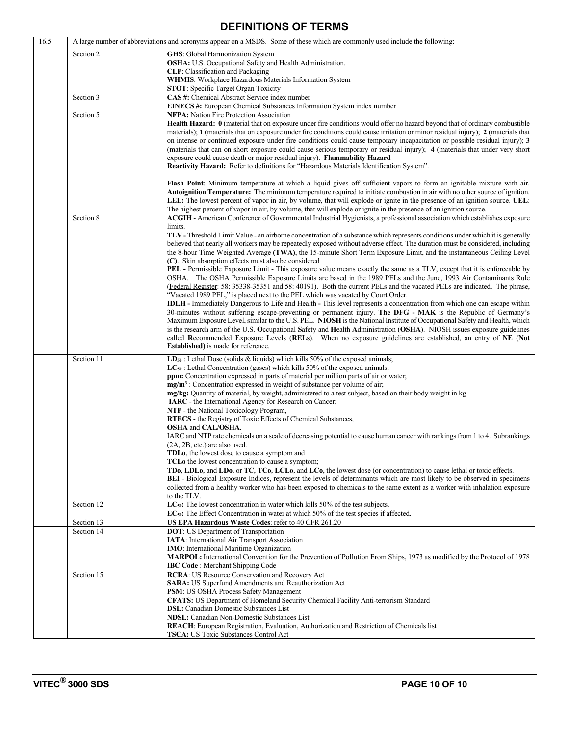# DEFINITIONS OF TERMS

| | | |
|---|---|---|
| 16.5 | A large number of abbreviations and acronyms appear on a MSDS. Some of these which are commonly used include the following: | |
| | Section 2 | **GHS**: Global Harmonization System<br>**OSHA:** U.S. Occupational Safety and Health Administration.<br>**CLP**: Classification and Packaging<br>**WHMIS**: Workplace Hazardous Materials Information System<br>**STOT**: Specific Target Organ Toxicity |
| | Section 3 | **CAS #:** Chemical Abstract Service index number<br>**EINECS #:** European Chemical Substances Information System index number |
| | Section 5 | **NFPA:** Nation Fire Protection Association<br>**Health Hazard: 0** (material that on exposure under fire conditions would offer no hazard beyond that of ordinary combustible materials); **1** (materials that on exposure under fire conditions could cause irritation or minor residual injury); **2** (materials that on intense or continued exposure under fire conditions could cause temporary incapacitation or possible residual injury); **3** (materials that can on short exposure could cause serious temporary or residual injury); **4** (materials that under very short exposure could cause death or major residual injury). **Flammability Hazard**<br>**Reactivity Hazard:** Refer to definitions for "Hazardous Materials Identification System".<br><br>**Flash Point**: Minimum temperature at which a liquid gives off sufficient vapors to form an ignitable mixture with air.<br>**Autoignition Temperature:** The minimum temperature required to initiate combustion in air with no other source of ignition.<br>**LEL:** The lowest percent of vapor in air, by volume, that will explode or ignite in the presence of an ignition source. **UEL**: The highest percent of vapor in air, by volume, that will explode or ignite in the presence of an ignition source. |
| | Section 8 | **ACGIH** - American Conference of Governmental Industrial Hygienists, a professional association which establishes exposure limits.<br>**TLV -** Threshold Limit Value - an airborne concentration of a substance which represents conditions under which it is generally believed that nearly all workers may be repeatedly exposed without adverse effect. The duration must be considered, including the 8-hour Time Weighted Average **(TWA)**, the 15-minute Short Term Exposure Limit, and the instantaneous Ceiling Level **(C)**. Skin absorption effects must also be considered<br>**PEL -** Permissible Exposure Limit - This exposure value means exactly the same as a TLV, except that it is enforceable by OSHA. The OSHA Permissible Exposure Limits are based in the 1989 PELs and the June, 1993 Air Contaminants Rule (Federal Register: 58: 35338-35351 and 58: 40191). Both the current PELs and the vacated PELs are indicated. The phrase, "Vacated 1989 PEL," is placed next to the PEL which was vacated by Court Order.<br>**IDLH -** Immediately Dangerous to Life and Health **-** This level represents a concentration from which one can escape within 30-minutes without suffering escape-preventing or permanent injury. **The DFG - MAK** is the Republic of Germany's Maximum Exposure Level, similar to the U.S. PEL. **NIOSH** is the National Institute of Occupational Safety and Health, which is the research arm of the U.S. **O**ccupational **S**afety and **H**ealth **A**dministration (**OSHA**). NIOSH issues exposure guidelines called **R**ecommended **E**xposure **L**evels (**REL**s). When no exposure guidelines are established, an entry of **NE (Not Established)** is made for reference. |
| | Section 11 | **$LD_{50}$** : Lethal Dose (solids & liquids) which kills 50% of the exposed animals;<br>**$LC_{50}$** : Lethal Concentration (gases) which kills 50% of the exposed animals;<br>**ppm:** Concentration expressed in parts of material per million parts of air or water;<br>**$mg/m^3$** : Concentration expressed in weight of substance per volume of air;<br>**mg/kg:** Quantity of material, by weight, administered to a test subject, based on their body weight in kg<br>**IARC** - the International Agency for Research on Cancer;<br>**NTP** - the National Toxicology Program,<br>**RTECS** - the Registry of Toxic Effects of Chemical Substances,<br>**OSHA** and **CAL/OSHA**.<br>IARC and NTP rate chemicals on a scale of decreasing potential to cause human cancer with rankings from 1 to 4. Subrankings (2A, 2B, etc.) are also used.<br>**TDLo**, the lowest dose to cause a symptom and<br>**TCLo** the lowest concentration to cause a symptom;<br>**TDo**, **LDLo**, and **LDo**, or **TC**, **TCo**, **LCLo**, and **LCo**, the lowest dose (or concentration) to cause lethal or toxic effects.<br>**BEI** - Biological Exposure Indices, represent the levels of determinants which are most likely to be observed in specimens collected from a healthy worker who has been exposed to chemicals to the same extent as a worker with inhalation exposure to the TLV. |
| | Section 12 | **$LC_{50}$:** The lowest concentration in water which kills 50% of the test subjects.<br>**$EC_{50}$:** The Effect Concentration in water at which 50% of the test species if affected. |
| | Section 13 | **US EPA Hazardous Waste Codes**: refer to 40 CFR 261.20 |
| | Section 14 | **DOT**: US Department of Transportation<br>**IATA**: International Air Transport Association<br>**IMO**: International Maritime Organization<br>**MARPOL:** International Convention for the Prevention of Pollution From Ships, 1973 as modified by the Protocol of 1978<br>**IBC Code** : Merchant Shipping Code |
| | Section 15 | **RCRA**: US Resource Conservation and Recovery Act<br>**SARA:** US Superfund Amendments and Reauthorization Act<br>**PSM**: US OSHA Process Safety Management<br>**CFATS:** US Department of Homeland Security Chemical Facility Anti-terrorism Standard<br>**DSL:** Canadian Domestic Substances List<br>**NDSL:** Canadian Non-Domestic Substances List<br>**REACH**: European Registration, Evaluation, Authorization and Restriction of Chemicals list<br>**TSCA:** US Toxic Substances Control Act |